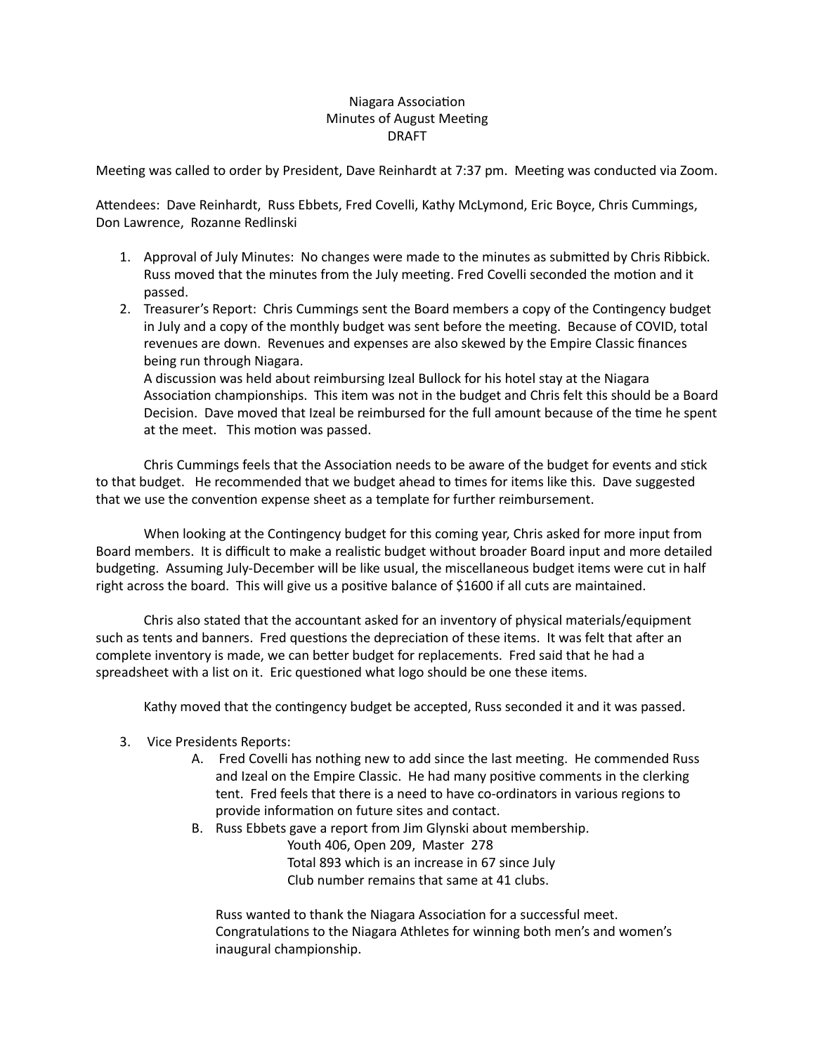Niagara Association
Minutes of August Meeting
DRAFT

Meeting was called to order by President, Dave Reinhardt at 7:37 pm. Meeting was conducted via Zoom.

Attendees: Dave Reinhardt, Russ Ebbets, Fred Covelli, Kathy McLymond, Eric Boyce, Chris Cummings, Don Lawrence, Rozanne Redlinski

1. Approval of July Minutes: No changes were made to the minutes as submitted by Chris Ribbick. Russ moved that the minutes from the July meeting. Fred Covelli seconded the motion and it passed.
2. Treasurer's Report: Chris Cummings sent the Board members a copy of the Contingency budget in July and a copy of the monthly budget was sent before the meeting. Because of COVID, total revenues are down. Revenues and expenses are also skewed by the Empire Classic finances being run through Niagara.
   A discussion was held about reimbursing Izeal Bullock for his hotel stay at the Niagara Association championships. This item was not in the budget and Chris felt this should be a Board Decision. Dave moved that Izeal be reimbursed for the full amount because of the time he spent at the meet. This motion was passed.

Chris Cummings feels that the Association needs to be aware of the budget for events and stick to that budget. He recommended that we budget ahead to times for items like this. Dave suggested that we use the convention expense sheet as a template for further reimbursement.

When looking at the Contingency budget for this coming year, Chris asked for more input from Board members. It is difficult to make a realistic budget without broader Board input and more detailed budgeting. Assuming July-December will be like usual, the miscellaneous budget items were cut in half right across the board. This will give us a positive balance of $1600 if all cuts are maintained.

Chris also stated that the accountant asked for an inventory of physical materials/equipment such as tents and banners. Fred questions the depreciation of these items. It was felt that after an complete inventory is made, we can better budget for replacements. Fred said that he had a spreadsheet with a list on it. Eric questioned what logo should be one these items.

Kathy moved that the contingency budget be accepted, Russ seconded it and it was passed.

3. Vice Presidents Reports:
   A. Fred Covelli has nothing new to add since the last meeting. He commended Russ and Izeal on the Empire Classic. He had many positive comments in the clerking tent. Fred feels that there is a need to have co-ordinators in various regions to provide information on future sites and contact.
   B. Russ Ebbets gave a report from Jim Glynski about membership.

      Youth 406, Open 209, Master 278
      Total 893 which is an increase in 67 since July
      Club number remains that same at 41 clubs.

      Russ wanted to thank the Niagara Association for a successful meet. Congratulations to the Niagara Athletes for winning both men's and women's inaugural championship.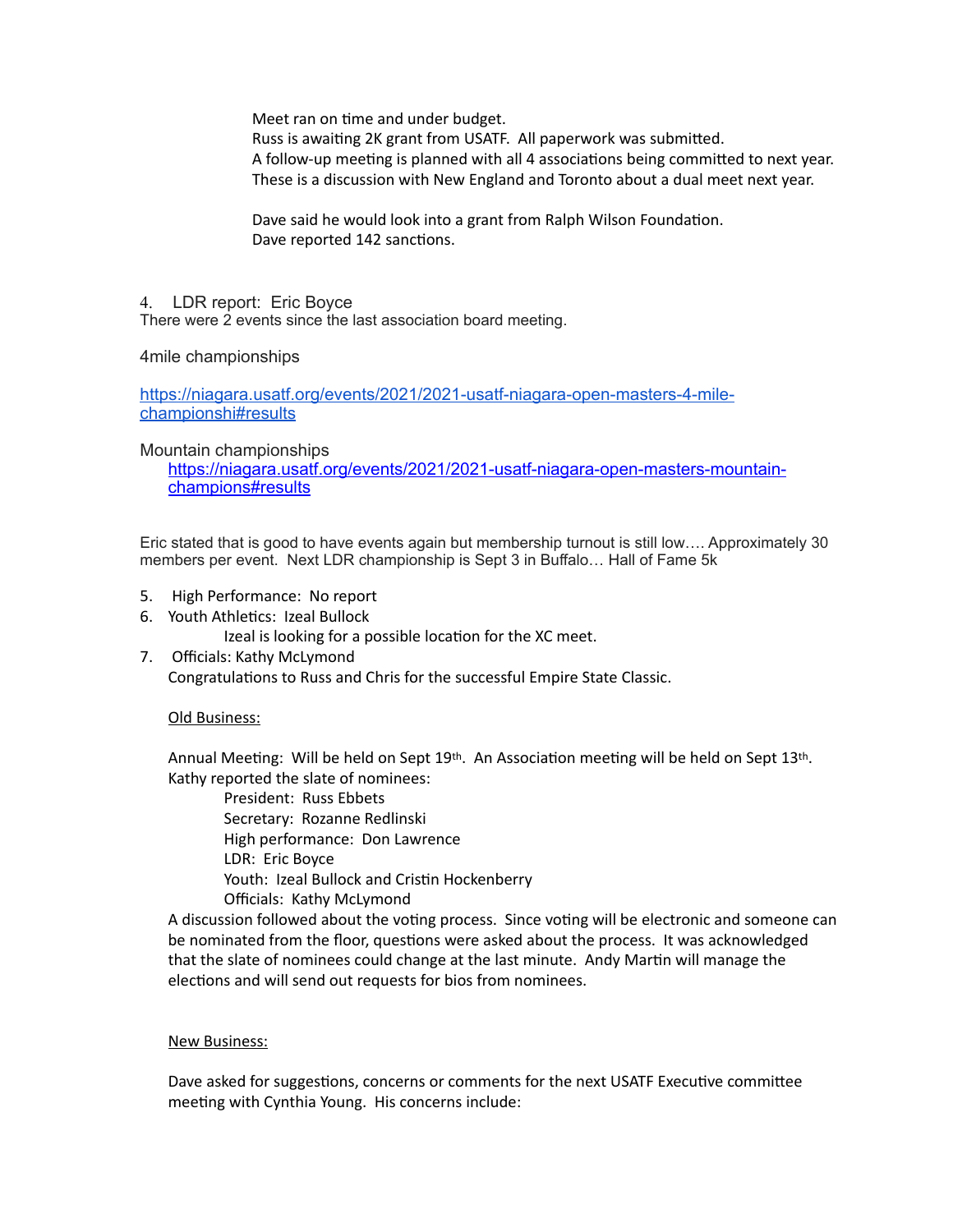Meet ran on time and under budget.
Russ is awaiting 2K grant from USATF. All paperwork was submitted.
A follow-up meeting is planned with all 4 associations being committed to next year.
These is a discussion with New England and Toronto about a dual meet next year.

Dave said he would look into a grant from Ralph Wilson Foundation.
Dave reported 142 sanctions.

4. LDR report: Eric Boyce

There were 2 events since the last association board meeting.

4mile championships

[https://niagara.usatf.org/events/2021/2021-usatf-niagara-open-masters-4-mile-championshi#results](https://niagara.usatf.org/events/2021/2021-usatf-niagara-open-masters-4-mile-championshi#results)

Mountain championships

[https://niagara.usatf.org/events/2021/2021-usatf-niagara-open-masters-mountain-champions#results](https://niagara.usatf.org/events/2021/2021-usatf-niagara-open-masters-mountain-champions#results)

Eric stated that is good to have events again but membership turnout is still low…. Approximately 30 members per event. Next LDR championship is Sept 3 in Buffalo… Hall of Fame 5k

5. High Performance: No report
6. Youth Athletics: Izeal Bullock
   Izeal is looking for a possible location for the XC meet.
7. Officials: Kathy McLymond
   Congratulations to Russ and Chris for the successful Empire State Classic.

<u>Old Business:</u>

Annual Meeting: Will be held on Sept 19th. An Association meeting will be held on Sept 13th. Kathy reported the slate of nominees:

- President: Russ Ebbets
- Secretary: Rozanne Redlinski
- High performance: Don Lawrence
- LDR: Eric Boyce
- Youth: Izeal Bullock and Cristin Hockenberry
- Officials: Kathy McLymond

A discussion followed about the voting process. Since voting will be electronic and someone can be nominated from the floor, questions were asked about the process. It was acknowledged that the slate of nominees could change at the last minute. Andy Martin will manage the elections and will send out requests for bios from nominees.

<u>New Business:</u>

Dave asked for suggestions, concerns or comments for the next USATF Executive committee meeting with Cynthia Young. His concerns include: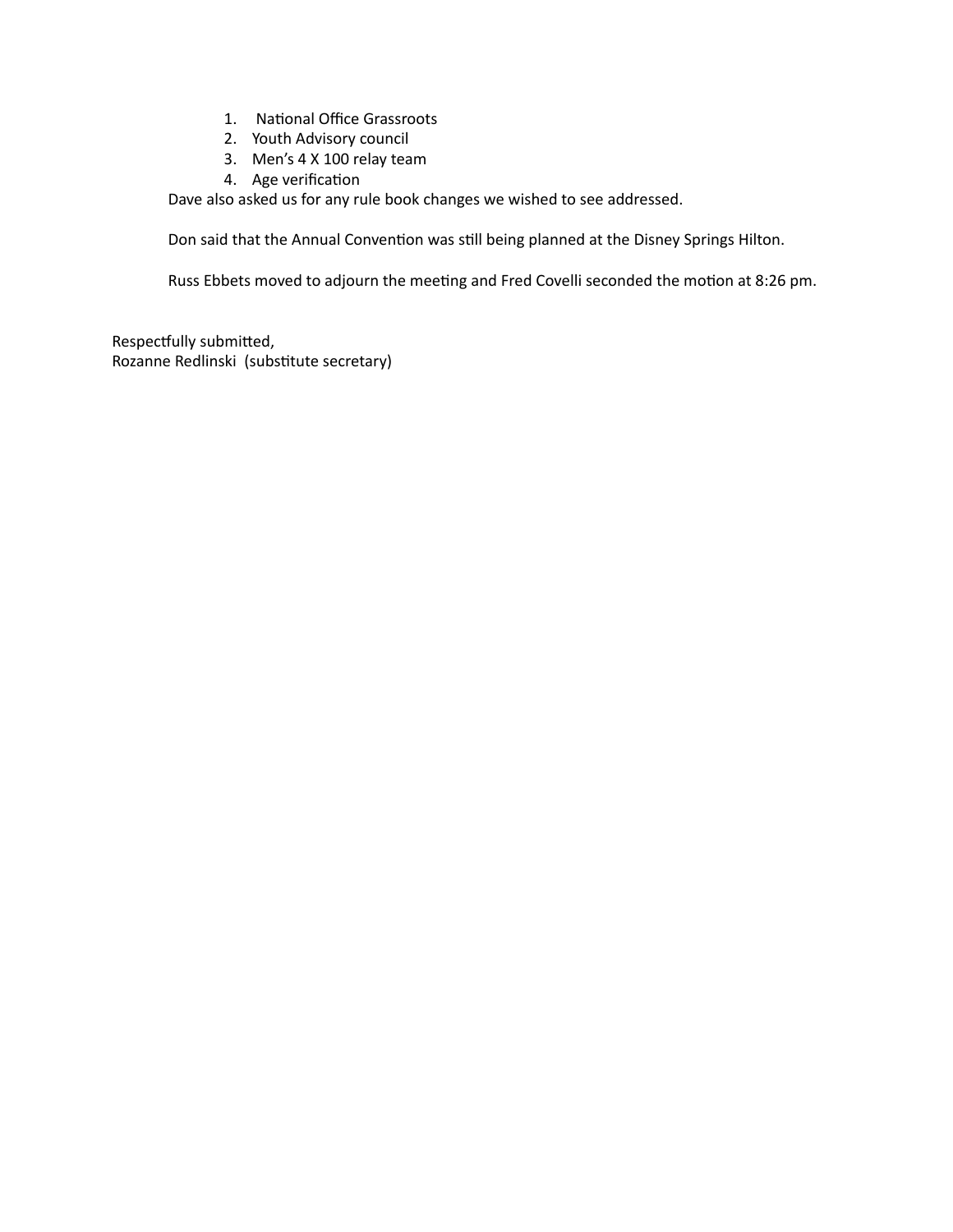1. National Office Grassroots
2. Youth Advisory council
3. Men's 4 X 100 relay team
4. Age verification

Dave also asked us for any rule book changes we wished to see addressed.

Don said that the Annual Convention was still being planned at the Disney Springs Hilton.

Russ Ebbets moved to adjourn the meeting and Fred Covelli seconded the motion at 8:26 pm.

Respectfully submitted,
Rozanne Redlinski (substitute secretary)